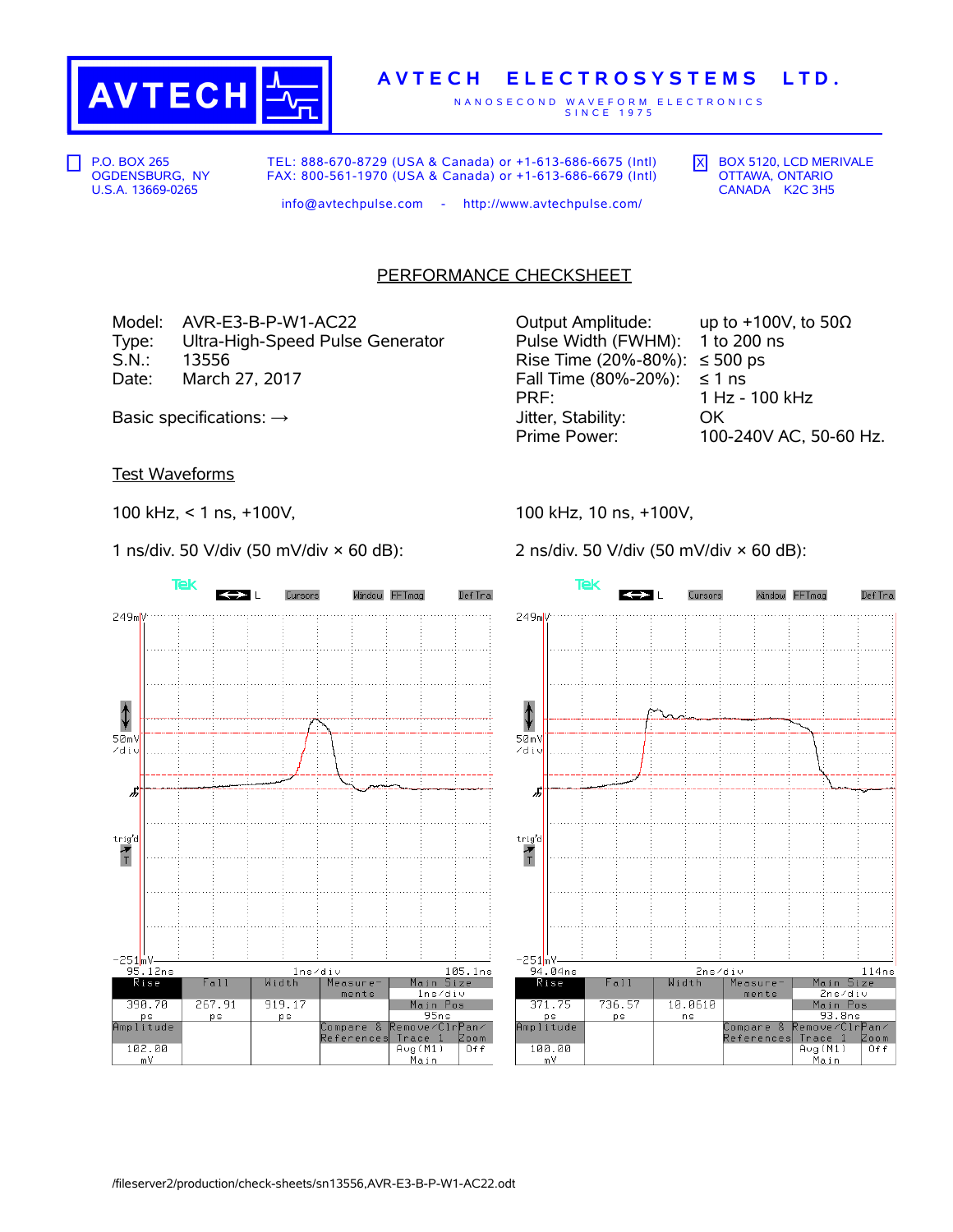# AVTECH ELECTROSYSTEMS LTD.

NANOSECOND WAVEFORM ELECTRONICS SINCE 1975

☐ P.O. BOX 265
OGDENSBURG, NY
U.S.A. 13669-0265

TEL: 888-670-8729 (USA & Canada) or +1-613-686-6675 (Intl)
FAX: 800-561-1970 (USA & Canada) or +1-613-686-6679 (Intl)

☒ BOX 5120, LCD MERIVALE
OTTAWA, ONTARIO
CANADA K2C 3H5

info@avtechpulse.com - http://www.avtechpulse.com/

## PERFORMANCE CHECKSHEET

Model: AVR-E3-B-P-W1-AC22
Type: Ultra-High-Speed Pulse Generator
S.N.: 13556
Date: March 27, 2017

Basic specifications: →

| | |
|---|---|
| Output Amplitude: | up to +100V, to 50Ω |
| Pulse Width (FWHM): | 1 to 200 ns |
| Rise Time (20%-80%): | ≤ 500 ps |
| Fall Time (80%-20%): | ≤ 1 ns |
| PRF: | 1 Hz - 100 kHz |
| Jitter, Stability: | OK |
| Prime Power: | 100-240V AC, 50-60 Hz. |

## Test Waveforms

100 kHz, < 1 ns, +100V,

1 ns/div. 50 V/div (50 mV/div × 60 dB):

| Rise | Fall | Width | Amplitude |
|---|---|---|---|
| 398.70 ps | 267.91 ps | 919.17 ps | 102.00 mV |

100 kHz, 10 ns, +100V,

2 ns/div. 50 V/div (50 mV/div × 60 dB):

| Rise | Fall | Width | Amplitude |
|---|---|---|---|
| 371.75 ps | 736.57 ps | 10.0610 ns | 100.00 mV |

/fileserver2/production/check-sheets/sn13556,AVR-E3-B-P-W1-AC22.odt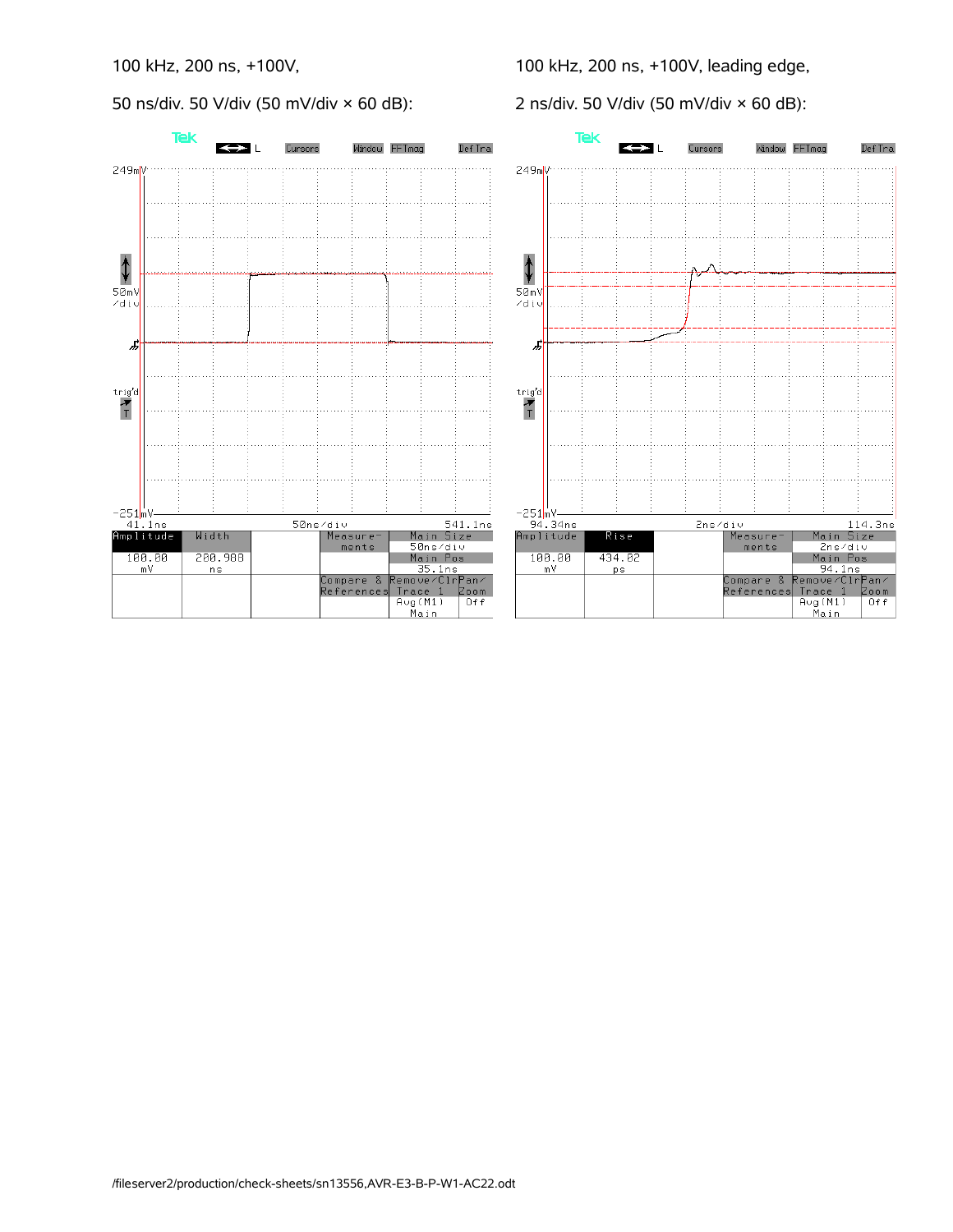100 kHz, 200 ns, +100V,

50 ns/div. 50 V/div (50 mV/div × 60 dB):

Tek

249mV

50mV /div

-251mV

41.1ns 50ns/div 541.1ns

| Amplitude | Width | | Measure-ments | Main Size | |
|---|---|---|---|---|---|
| | | | | 50ns/div | |
| 100.00 mV | 200.988 ns | | | Main Pos | |
| | | | | 35.1ns | |
| | | | Compare & References | Remove/Clr Trace 1 | Pan/Zoom |
| | | | | Avg(M1) Main | Off |

100 kHz, 200 ns, +100V, leading edge,

2 ns/div. 50 V/div (50 mV/div × 60 dB):

Tek

249mV

50mV /div

-251mV

94.34ns 2ns/div 114.3ns

| Amplitude | Rise | | Measure-ments | Main Size | |
|---|---|---|---|---|---|
| | | | | 2ns/div | |
| 100.00 mV | 434.02 ps | | | Main Pos | |
| | | | | 94.1ns | |
| | | | Compare & References | Remove/Clr Trace 1 | Pan/Zoom |
| | | | | Avg(M1) Main | Off |

/fileserver2/production/check-sheets/sn13556,AVR-E3-B-P-W1-AC22.odt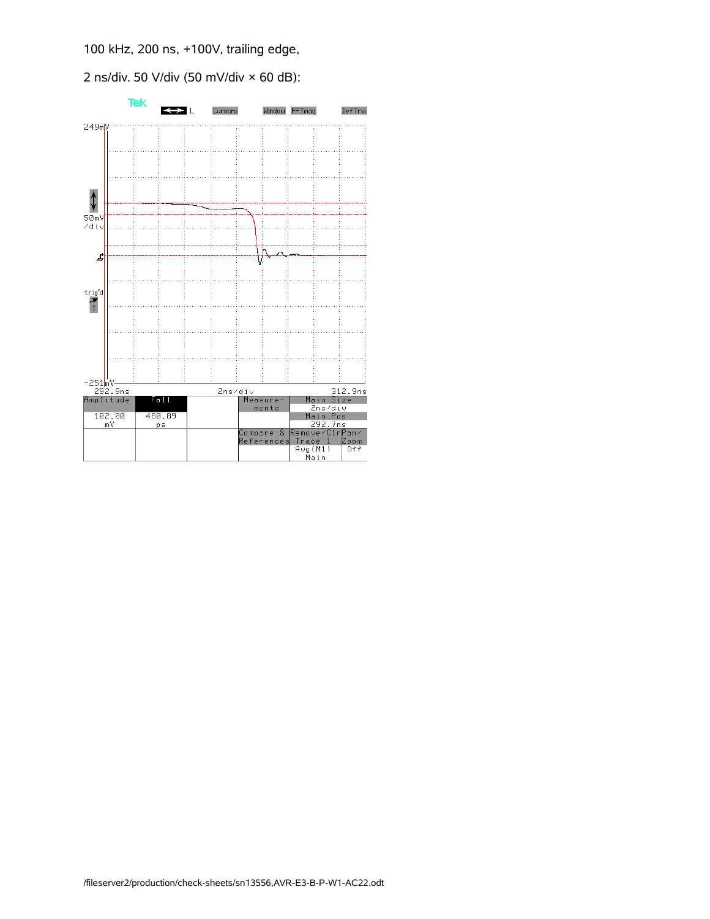100 kHz, 200 ns, +100V, trailing edge,

2 ns/div. 50 V/div (50 mV/div × 60 dB):

Tek

Cursors

Window FFTmag

DefTra

249mV

50mV /div

trig'd

-251mV

292.9ns

2ns/div

312.9ns

Amplitude

102.00 mV

Fall

480.89 ps

Measure- ments

Main Size 2ns/div

Main Pos 292.7ns

Compare & References

Remove/Clr Trace 1 Avg(M1) Main

Pan/ Zoom Off

/fileserver2/production/check-sheets/sn13556,AVR-E3-B-P-W1-AC22.odt